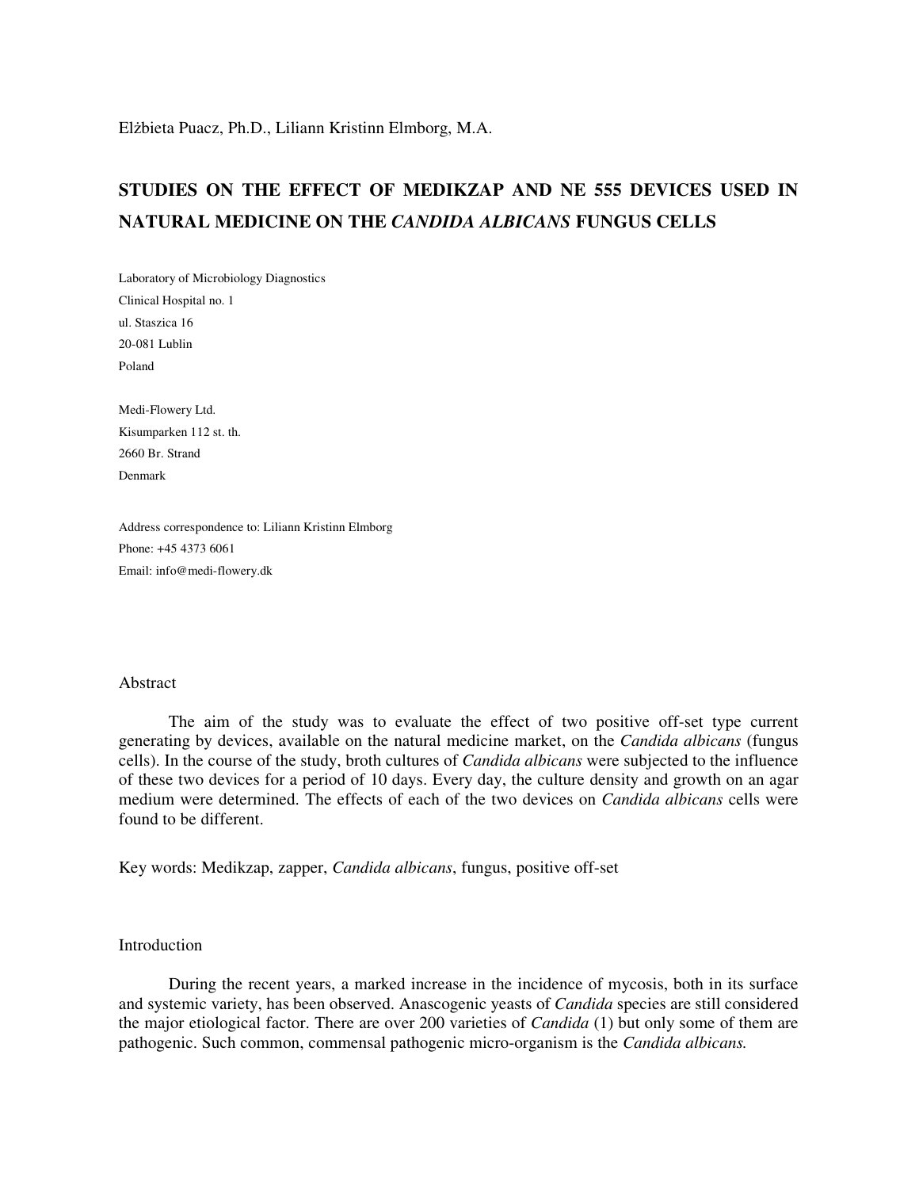Elżbieta Puacz, Ph.D., Liliann Kristinn Elmborg, M.A.

# STUDIES ON THE EFFECT OF MEDIKZAP AND NE 555 DEVICES USED IN NATURAL MEDICINE ON THE *CANDIDA ALBICANS* FUNGUS CELLS

Laboratory of Microbiology Diagnostics
Clinical Hospital no. 1
ul. Staszica 16
20-081 Lublin
Poland

Medi-Flowery Ltd.
Kisumparken 112 st. th.
2660 Br. Strand
Denmark

Address correspondence to: Liliann Kristinn Elmborg
Phone: +45 4373 6061
Email: info@medi-flowery.dk

## Abstract

The aim of the study was to evaluate the effect of two positive off-set type current generating by devices, available on the natural medicine market, on the *Candida albicans* (fungus cells). In the course of the study, broth cultures of *Candida albicans* were subjected to the influence of these two devices for a period of 10 days. Every day, the culture density and growth on an agar medium were determined. The effects of each of the two devices on *Candida albicans* cells were found to be different.

Key words: Medikzap, zapper, *Candida albicans*, fungus, positive off-set

## Introduction

During the recent years, a marked increase in the incidence of mycosis, both in its surface and systemic variety, has been observed. Anascogenic yeasts of *Candida* species are still considered the major etiological factor. There are over 200 varieties of *Candida* (1) but only some of them are pathogenic. Such common, commensal pathogenic micro-organism is the *Candida albicans.*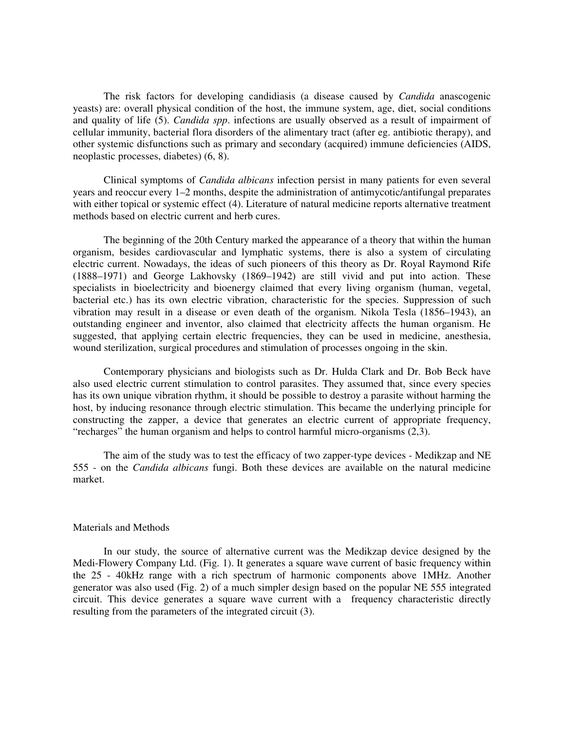The risk factors for developing candidiasis (a disease caused by *Candida* anascogenic yeasts) are: overall physical condition of the host, the immune system, age, diet, social conditions and quality of life (5). *Candida spp*. infections are usually observed as a result of impairment of cellular immunity, bacterial flora disorders of the alimentary tract (after eg. antibiotic therapy), and other systemic disfunctions such as primary and secondary (acquired) immune deficiencies (AIDS, neoplastic processes, diabetes) (6, 8).

Clinical symptoms of *Candida albicans* infection persist in many patients for even several years and reoccur every 1–2 months, despite the administration of antimycotic/antifungal preparates with either topical or systemic effect (4). Literature of natural medicine reports alternative treatment methods based on electric current and herb cures.

The beginning of the 20th Century marked the appearance of a theory that within the human organism, besides cardiovascular and lymphatic systems, there is also a system of circulating electric current. Nowadays, the ideas of such pioneers of this theory as Dr. Royal Raymond Rife (1888–1971) and George Lakhovsky (1869–1942) are still vivid and put into action. These specialists in bioelectricity and bioenergy claimed that every living organism (human, vegetal, bacterial etc.) has its own electric vibration, characteristic for the species. Suppression of such vibration may result in a disease or even death of the organism. Nikola Tesla (1856–1943), an outstanding engineer and inventor, also claimed that electricity affects the human organism. He suggested, that applying certain electric frequencies, they can be used in medicine, anesthesia, wound sterilization, surgical procedures and stimulation of processes ongoing in the skin.

Contemporary physicians and biologists such as Dr. Hulda Clark and Dr. Bob Beck have also used electric current stimulation to control parasites. They assumed that, since every species has its own unique vibration rhythm, it should be possible to destroy a parasite without harming the host, by inducing resonance through electric stimulation. This became the underlying principle for constructing the zapper, a device that generates an electric current of appropriate frequency, "recharges" the human organism and helps to control harmful micro-organisms (2,3).

The aim of the study was to test the efficacy of two zapper-type devices - Medikzap and NE 555 - on the *Candida albicans* fungi. Both these devices are available on the natural medicine market.

## Materials and Methods

In our study, the source of alternative current was the Medikzap device designed by the Medi-Flowery Company Ltd. (Fig. 1). It generates a square wave current of basic frequency within the 25 - 40kHz range with a rich spectrum of harmonic components above 1MHz. Another generator was also used (Fig. 2) of a much simpler design based on the popular NE 555 integrated circuit. This device generates a square wave current with a frequency characteristic directly resulting from the parameters of the integrated circuit (3).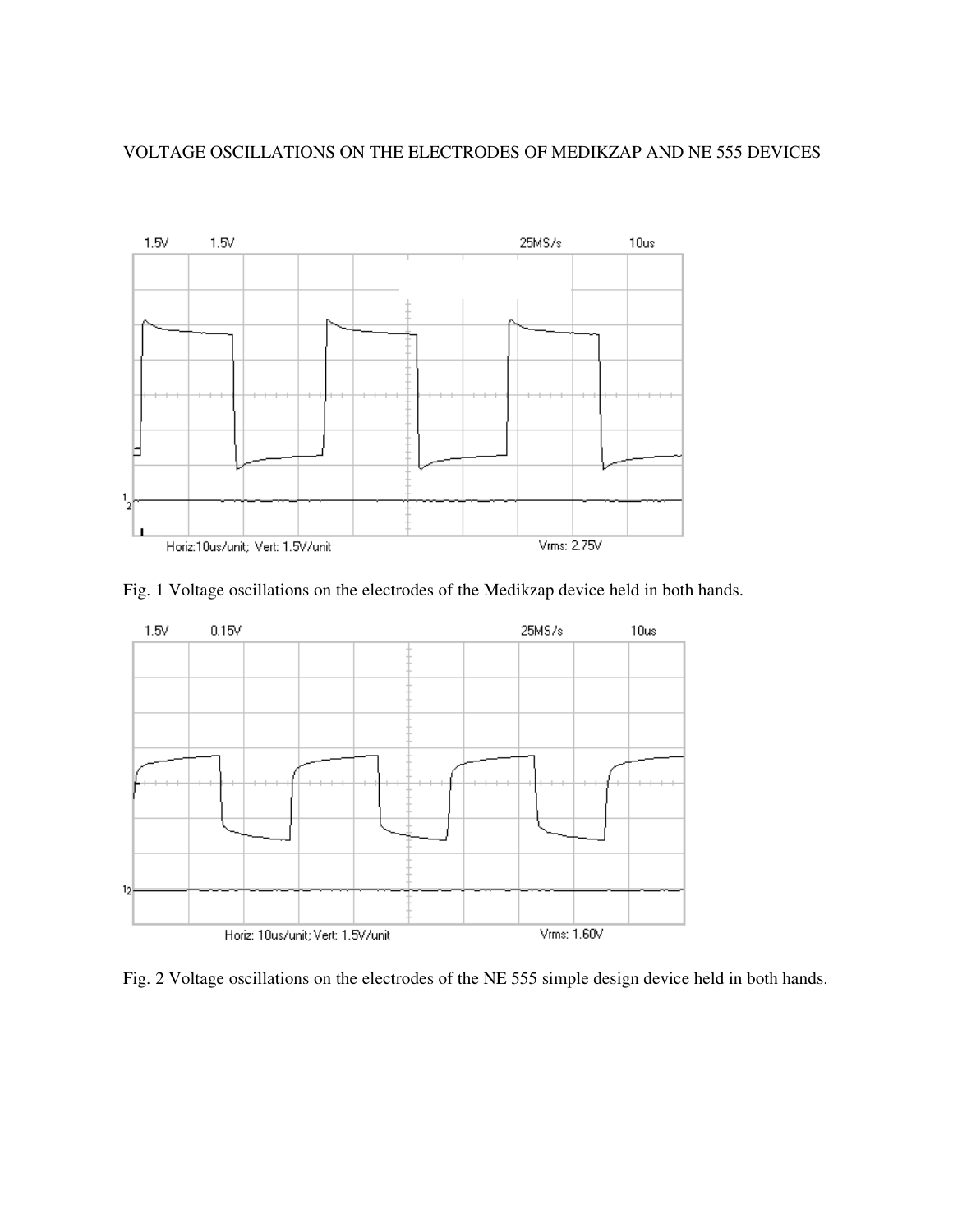VOLTAGE OSCILLATIONS ON THE ELECTRODES OF MEDIKZAP AND NE 555 DEVICES

Fig. 1 Voltage oscillations on the electrodes of the Medikzap device held in both hands.

Fig. 2 Voltage oscillations on the electrodes of the NE 555 simple design device held in both hands.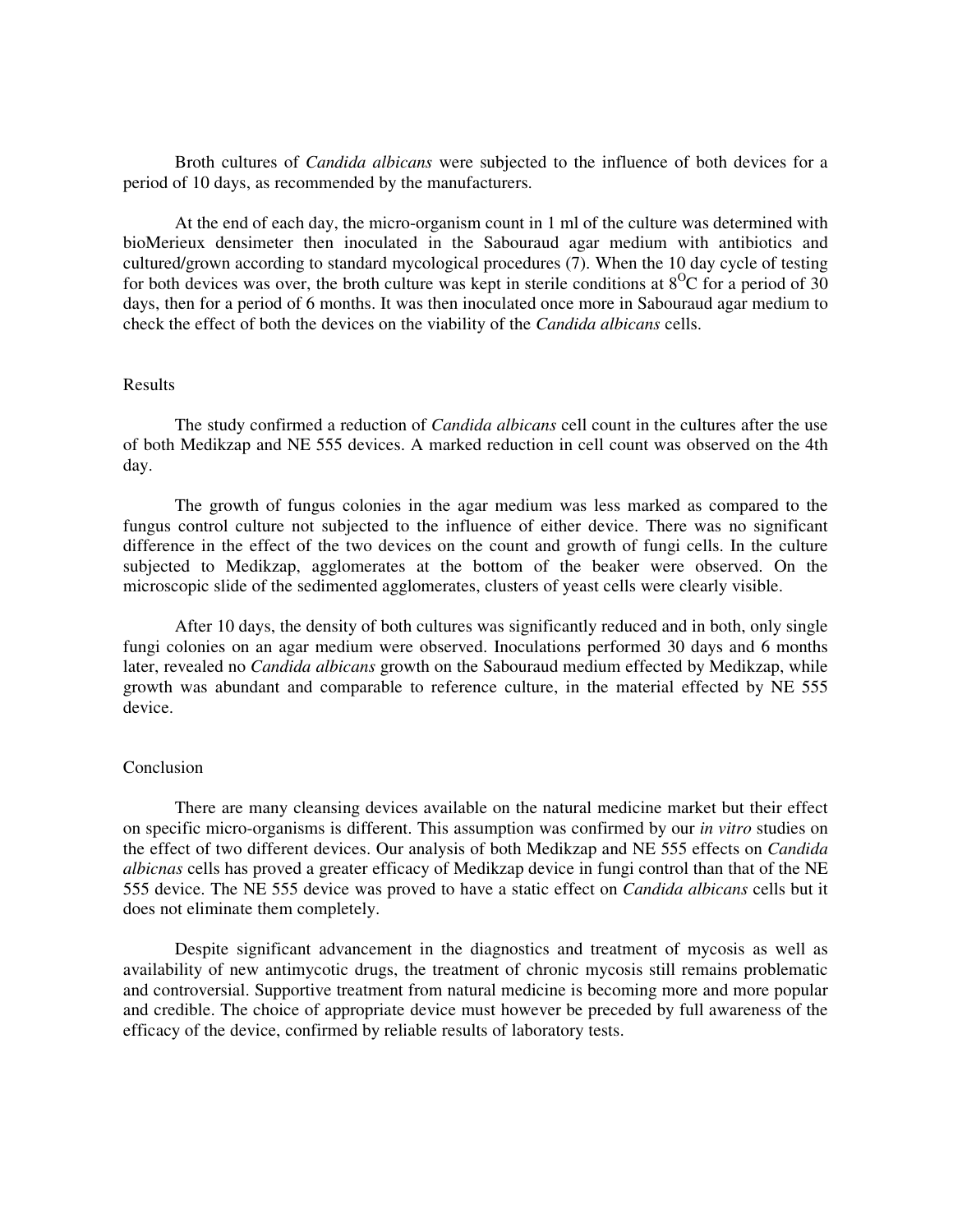Broth cultures of *Candida albicans* were subjected to the influence of both devices for a period of 10 days, as recommended by the manufacturers.

At the end of each day, the micro-organism count in 1 ml of the culture was determined with bioMerieux densimeter then inoculated in the Sabouraud agar medium with antibiotics and cultured/grown according to standard mycological procedures (7). When the 10 day cycle of testing for both devices was over, the broth culture was kept in sterile conditions at $8^{O}C$ for a period of 30 days, then for a period of 6 months. It was then inoculated once more in Sabouraud agar medium to check the effect of both the devices on the viability of the *Candida albicans* cells.

## Results

The study confirmed a reduction of *Candida albicans* cell count in the cultures after the use of both Medikzap and NE 555 devices. A marked reduction in cell count was observed on the 4th day.

The growth of fungus colonies in the agar medium was less marked as compared to the fungus control culture not subjected to the influence of either device. There was no significant difference in the effect of the two devices on the count and growth of fungi cells. In the culture subjected to Medikzap, agglomerates at the bottom of the beaker were observed. On the microscopic slide of the sedimented agglomerates, clusters of yeast cells were clearly visible.

After 10 days, the density of both cultures was significantly reduced and in both, only single fungi colonies on an agar medium were observed. Inoculations performed 30 days and 6 months later, revealed no *Candida albicans* growth on the Sabouraud medium effected by Medikzap, while growth was abundant and comparable to reference culture, in the material effected by NE 555 device.

## Conclusion

There are many cleansing devices available on the natural medicine market but their effect on specific micro-organisms is different. This assumption was confirmed by our *in vitro* studies on the effect of two different devices. Our analysis of both Medikzap and NE 555 effects on *Candida albicnas* cells has proved a greater efficacy of Medikzap device in fungi control than that of the NE 555 device. The NE 555 device was proved to have a static effect on *Candida albicans* cells but it does not eliminate them completely.

Despite significant advancement in the diagnostics and treatment of mycosis as well as availability of new antimycotic drugs, the treatment of chronic mycosis still remains problematic and controversial. Supportive treatment from natural medicine is becoming more and more popular and credible. The choice of appropriate device must however be preceded by full awareness of the efficacy of the device, confirmed by reliable results of laboratory tests.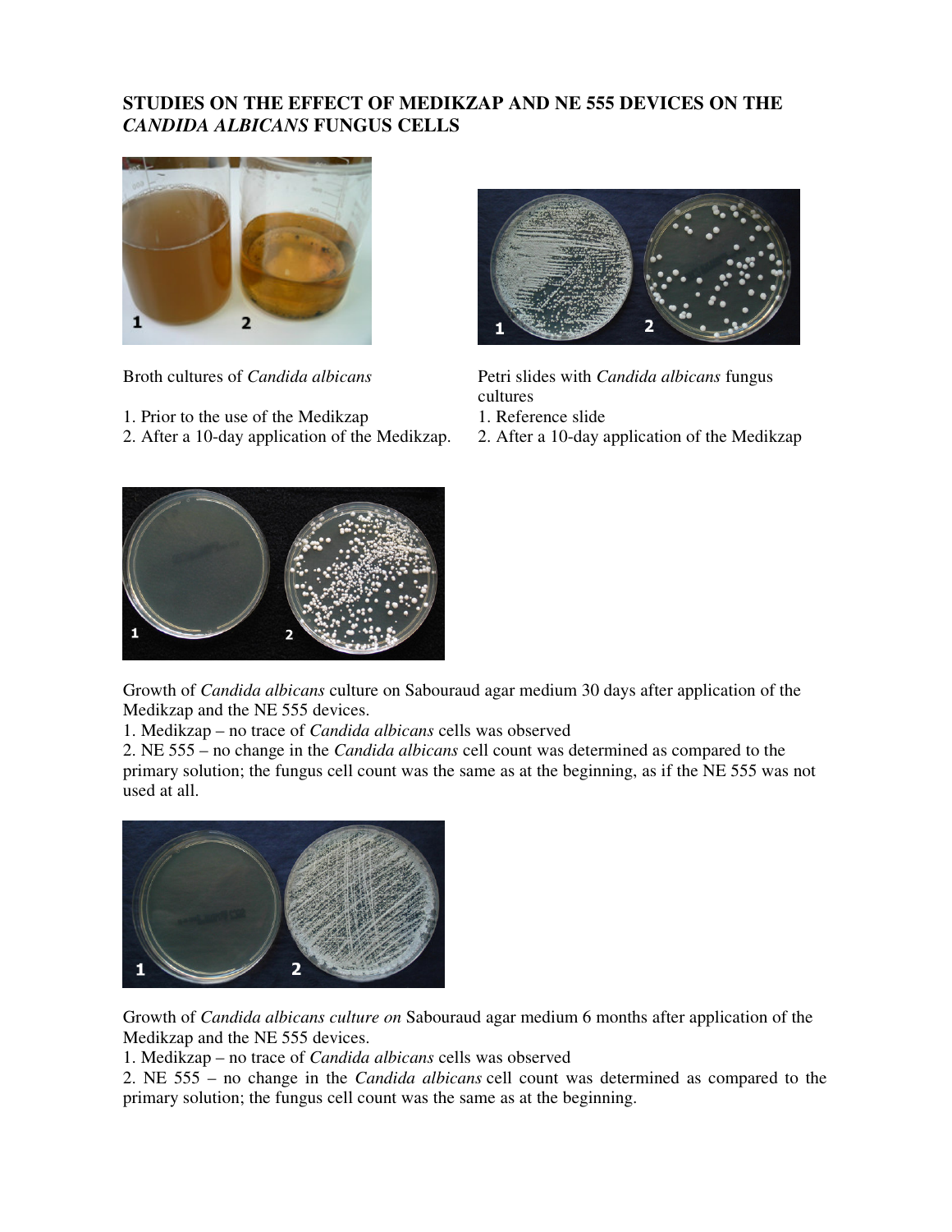## STUDIES ON THE EFFECT OF MEDIKZAP AND NE 555 DEVICES ON THE *CANDIDA ALBICANS* FUNGUS CELLS

Broth cultures of *Candida albicans*

1. Prior to the use of the Medikzap
2. After a 10-day application of the Medikzap.

Petri slides with *Candida albicans* fungus cultures

1. Reference slide
2. After a 10-day application of the Medikzap

Growth of *Candida albicans* culture on Sabouraud agar medium 30 days after application of the Medikzap and the NE 555 devices.

1. Medikzap – no trace of *Candida albicans* cells was observed
2. NE 555 – no change in the *Candida albicans* cell count was determined as compared to the primary solution; the fungus cell count was the same as at the beginning, as if the NE 555 was not used at all.

Growth of *Candida albicans culture on* Sabouraud agar medium 6 months after application of the Medikzap and the NE 555 devices.

1. Medikzap – no trace of *Candida albicans* cells was observed
2. NE 555 – no change in the *Candida albicans* cell count was determined as compared to the primary solution; the fungus cell count was the same as at the beginning.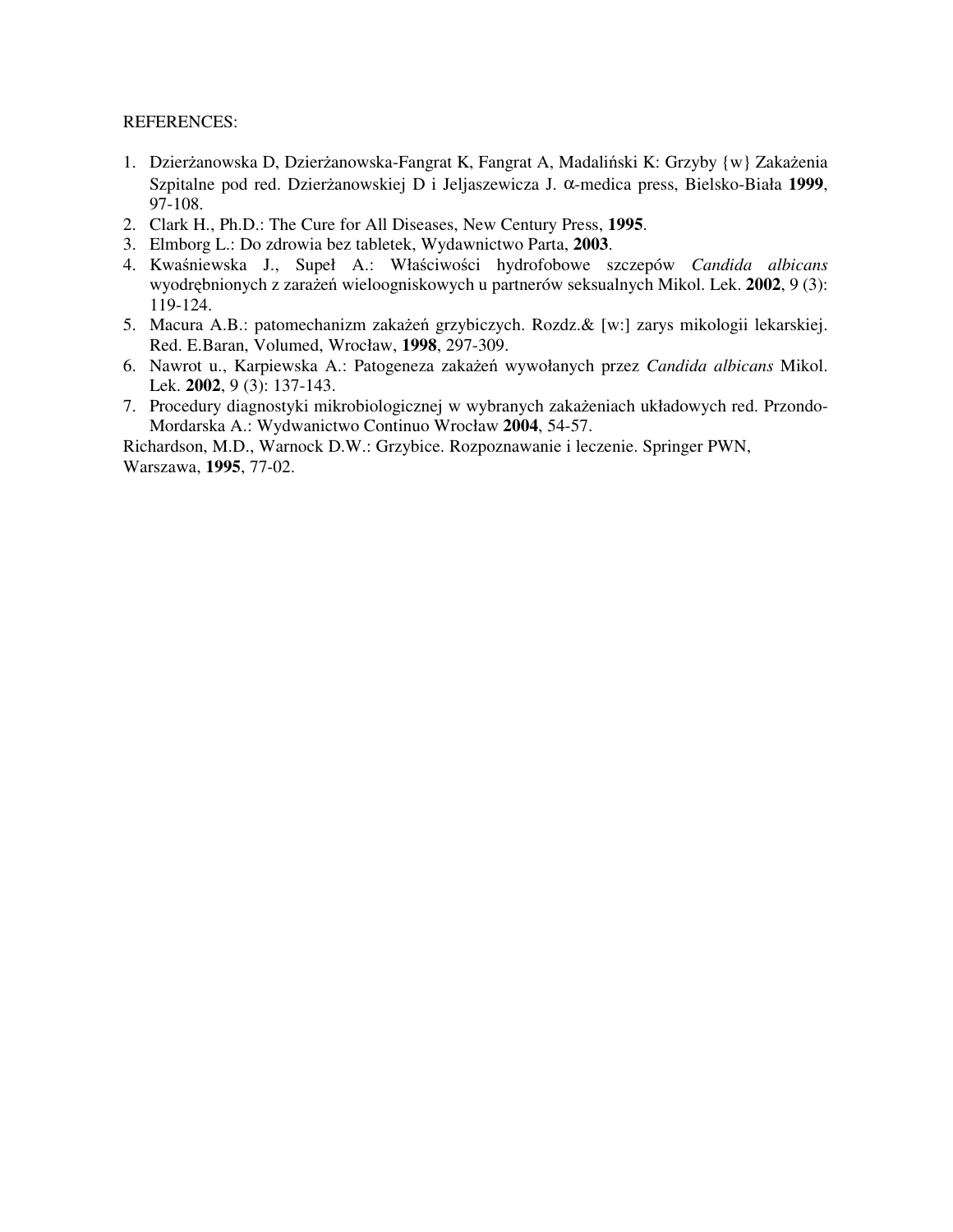REFERENCES:

1. Dzierżanowska D, Dzierżanowska-Fangrat K, Fangrat A, Madaliński K: Grzyby {w} Zakażenia Szpitalne pod red. Dzierżanowskiej D i Jeljaszewicza J. α-medica press, Bielsko-Biała **1999**, 97-108.
2. Clark H., Ph.D.: The Cure for All Diseases, New Century Press, **1995**.
3. Elmborg L.: Do zdrowia bez tabletek, Wydawnictwo Parta, **2003**.
4. Kwaśniewska J., Supeł A.: Właściwości hydrofobowe szczepów *Candida albicans* wyodrębnionych z zarażeń wieloogniskowych u partnerów seksualnych Mikol. Lek. **2002**, 9 (3): 119-124.
5. Macura A.B.: patomechanizm zakażeń grzybiczych. Rozdz.& [w:] zarys mikologii lekarskiej. Red. E.Baran, Volumed, Wrocław, **1998**, 297-309.
6. Nawrot u., Karpiewska A.: Patogeneza zakażeń wywołanych przez *Candida albicans* Mikol. Lek. **2002**, 9 (3): 137-143.
7. Procedury diagnostyki mikrobiologicznej w wybranych zakażeniach układowych red. Przondo-Mordarska A.: Wydwanictwo Continuo Wrocław **2004**, 54-57.

Richardson, M.D., Warnock D.W.: Grzybice. Rozpoznawanie i leczenie. Springer PWN, Warszawa, **1995**, 77-02.